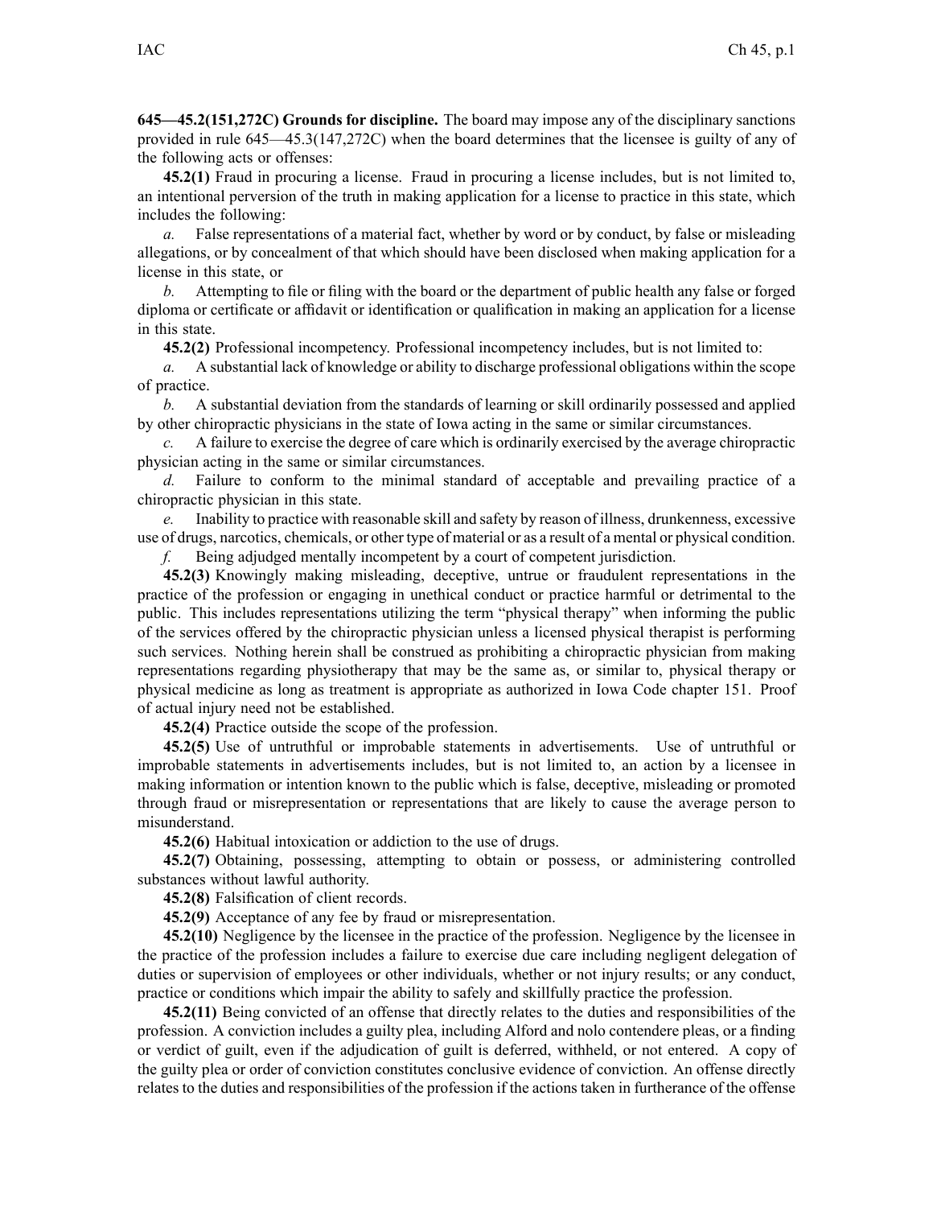**645—45.2(151,272C) Grounds for discipline.** The board may impose any of the disciplinary sanctions provided in rule 645—45.3(147,272C) when the board determines that the licensee is guilty of any of the following acts or offenses:

**45.2(1)** Fraud in procuring a license. Fraud in procuring a license includes, but is not limited to, an intentional perversion of the truth in making application for a license to practice in this state, which includes the following:

*a.* False representations of a material fact, whether by word or by conduct, by false or misleading allegations, or by concealment of that which should have been disclosed when making application for a license in this state, or

*b.* Attempting to file or filing with the board or the department of public health any false or forged diploma or certificate or affidavit or identification or qualification in making an application for a license in this state.

**45.2(2)** Professional incompetency. Professional incompetency includes, but is not limited to:

*a.* A substantial lack of knowledge or ability to discharge professional obligations within the scope of practice.

*b.* A substantial deviation from the standards of learning or skill ordinarily possessed and applied by other chiropractic physicians in the state of Iowa acting in the same or similar circumstances.

*c.* A failure to exercise the degree of care which is ordinarily exercised by the average chiropractic physician acting in the same or similar circumstances.

*d.* Failure to conform to the minimal standard of acceptable and prevailing practice of a chiropractic physician in this state.

*e.* Inability to practice with reasonable skill and safety by reason of illness, drunkenness, excessive use of drugs, narcotics, chemicals, or other type of material or as a result of a mental or physical condition.

*f.* Being adjudged mentally incompetent by a court of competent jurisdiction.

**45.2(3)** Knowingly making misleading, deceptive, untrue or fraudulent representations in the practice of the profession or engaging in unethical conduct or practice harmful or detrimental to the public. This includes representations utilizing the term "physical therapy" when informing the public of the services offered by the chiropractic physician unless a licensed physical therapist is performing such services. Nothing herein shall be construed as prohibiting a chiropractic physician from making representations regarding physiotherapy that may be the same as, or similar to, physical therapy or physical medicine as long as treatment is appropriate as authorized in Iowa Code chapter 151. Proof of actual injury need not be established.

**45.2(4)** Practice outside the scope of the profession.

**45.2(5)** Use of untruthful or improbable statements in advertisements. Use of untruthful or improbable statements in advertisements includes, but is not limited to, an action by a licensee in making information or intention known to the public which is false, deceptive, misleading or promoted through fraud or misrepresentation or representations that are likely to cause the average person to misunderstand.

**45.2(6)** Habitual intoxication or addiction to the use of drugs.

**45.2(7)** Obtaining, possessing, attempting to obtain or possess, or administering controlled substances without lawful authority.

**45.2(8)** Falsification of client records.

**45.2(9)** Acceptance of any fee by fraud or misrepresentation.

**45.2(10)** Negligence by the licensee in the practice of the profession. Negligence by the licensee in the practice of the profession includes a failure to exercise due care including negligent delegation of duties or supervision of employees or other individuals, whether or not injury results; or any conduct, practice or conditions which impair the ability to safely and skillfully practice the profession.

**45.2(11)** Being convicted of an offense that directly relates to the duties and responsibilities of the profession. A conviction includes a guilty plea, including Alford and nolo contendere pleas, or a finding or verdict of guilt, even if the adjudication of guilt is deferred, withheld, or not entered. A copy of the guilty plea or order of conviction constitutes conclusive evidence of conviction. An offense directly relates to the duties and responsibilities of the profession if the actions taken in furtherance of the offense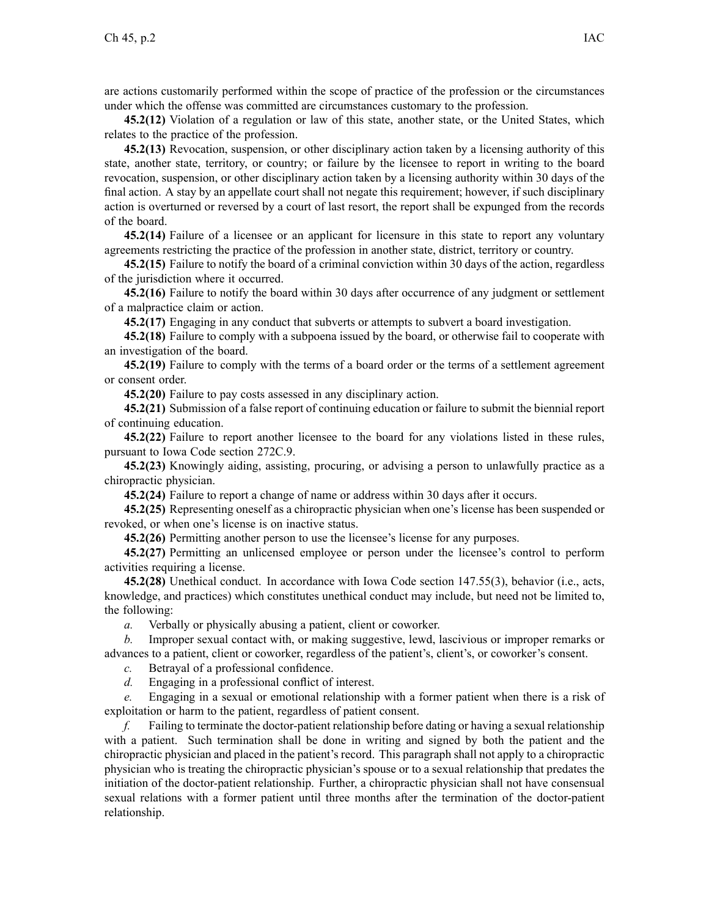are actions customarily performed within the scope of practice of the profession or the circumstances under which the offense was committed are circumstances customary to the profession.

**45.2(12)** Violation of a regulation or law of this state, another state, or the United States, which relates to the practice of the profession.

**45.2(13)** Revocation, suspension, or other disciplinary action taken by a licensing authority of this state, another state, territory, or country; or failure by the licensee to report in writing to the board revocation, suspension, or other disciplinary action taken by a licensing authority within 30 days of the final action. A stay by an appellate court shall not negate this requirement; however, if such disciplinary action is overturned or reversed by a court of last resort, the report shall be expunged from the records of the board.

**45.2(14)** Failure of a licensee or an applicant for licensure in this state to report any voluntary agreements restricting the practice of the profession in another state, district, territory or country.

**45.2(15)** Failure to notify the board of a criminal conviction within 30 days of the action, regardless of the jurisdiction where it occurred.

**45.2(16)** Failure to notify the board within 30 days after occurrence of any judgment or settlement of a malpractice claim or action.

**45.2(17)** Engaging in any conduct that subverts or attempts to subvert a board investigation.

**45.2(18)** Failure to comply with a subpoena issued by the board, or otherwise fail to cooperate with an investigation of the board.

**45.2(19)** Failure to comply with the terms of a board order or the terms of a settlement agreement or consent order.

**45.2(20)** Failure to pay costs assessed in any disciplinary action.

**45.2(21)** Submission of a false report of continuing education or failure to submit the biennial report of continuing education.

**45.2(22)** Failure to report another licensee to the board for any violations listed in these rules, pursuant to Iowa Code section 272C.9.

**45.2(23)** Knowingly aiding, assisting, procuring, or advising a person to unlawfully practice as a chiropractic physician.

**45.2(24)** Failure to report a change of name or address within 30 days after it occurs.

**45.2(25)** Representing oneself as a chiropractic physician when one's license has been suspended or revoked, or when one's license is on inactive status.

**45.2(26)** Permitting another person to use the licensee's license for any purposes.

**45.2(27)** Permitting an unlicensed employee or person under the licensee's control to perform activities requiring a license.

**45.2(28)** Unethical conduct. In accordance with Iowa Code section 147.55(3), behavior (i.e., acts, knowledge, and practices) which constitutes unethical conduct may include, but need not be limited to, the following:

*a.* Verbally or physically abusing a patient, client or coworker.

*b.* Improper sexual contact with, or making suggestive, lewd, lascivious or improper remarks or advances to a patient, client or coworker, regardless of the patient's, client's, or coworker's consent.

*c.* Betrayal of a professional confidence.

*d.* Engaging in a professional conflict of interest.

*e.* Engaging in a sexual or emotional relationship with a former patient when there is a risk of exploitation or harm to the patient, regardless of patient consent.

*f.* Failing to terminate the doctor-patient relationship before dating or having a sexual relationship with a patient. Such termination shall be done in writing and signed by both the patient and the chiropractic physician and placed in the patient's record. This paragraph shall not apply to a chiropractic physician who is treating the chiropractic physician's spouse or to a sexual relationship that predates the initiation of the doctor-patient relationship. Further, a chiropractic physician shall not have consensual sexual relations with a former patient until three months after the termination of the doctor-patient relationship.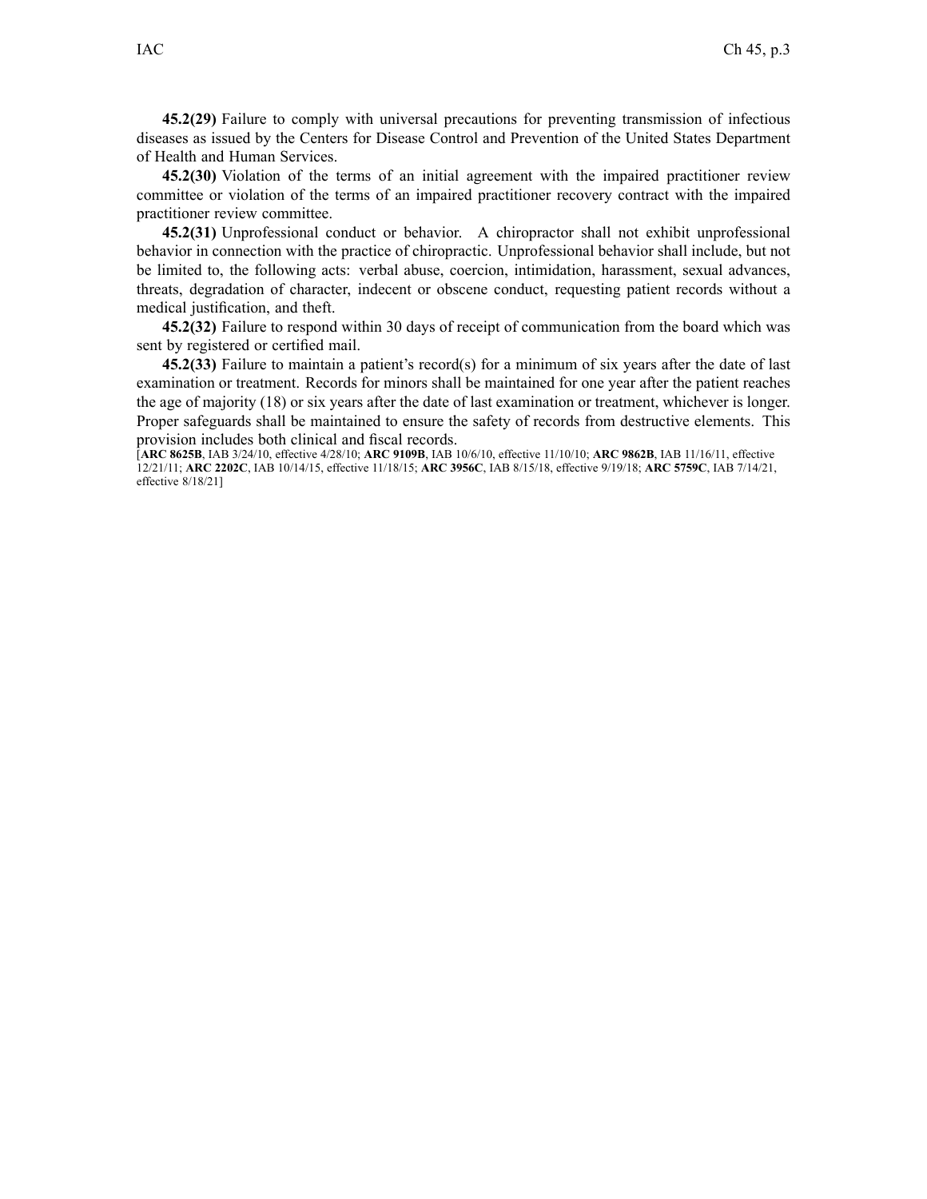**45.2(29)** Failure to comply with universal precautions for preventing transmission of infectious diseases as issued by the Centers for Disease Control and Prevention of the United States Department of Health and Human Services.

**45.2(30)** Violation of the terms of an initial agreement with the impaired practitioner review committee or violation of the terms of an impaired practitioner recovery contract with the impaired practitioner review committee.

**45.2(31)** Unprofessional conduct or behavior. A chiropractor shall not exhibit unprofessional behavior in connection with the practice of chiropractic. Unprofessional behavior shall include, but not be limited to, the following acts: verbal abuse, coercion, intimidation, harassment, sexual advances, threats, degradation of character, indecent or obscene conduct, requesting patient records without a medical justification, and theft.

**45.2(32)** Failure to respond within 30 days of receipt of communication from the board which was sent by registered or certified mail.

**45.2(33)** Failure to maintain a patient's record(s) for a minimum of six years after the date of last examination or treatment. Records for minors shall be maintained for one year after the patient reaches the age of majority (18) or six years after the date of last examination or treatment, whichever is longer. Proper safeguards shall be maintained to ensure the safety of records from destructive elements. This provision includes both clinical and fiscal records.

[**ARC 8625B**, IAB 3/24/10, effective 4/28/10; **ARC 9109B**, IAB 10/6/10, effective 11/10/10; **ARC 9862B**, IAB 11/16/11, effective 12/21/11; **ARC 2202C**, IAB 10/14/15, effective 11/18/15; **ARC 3956C**, IAB 8/15/18, effective 9/19/18; **ARC 5759C**, IAB 7/14/21, effective 8/18/21]